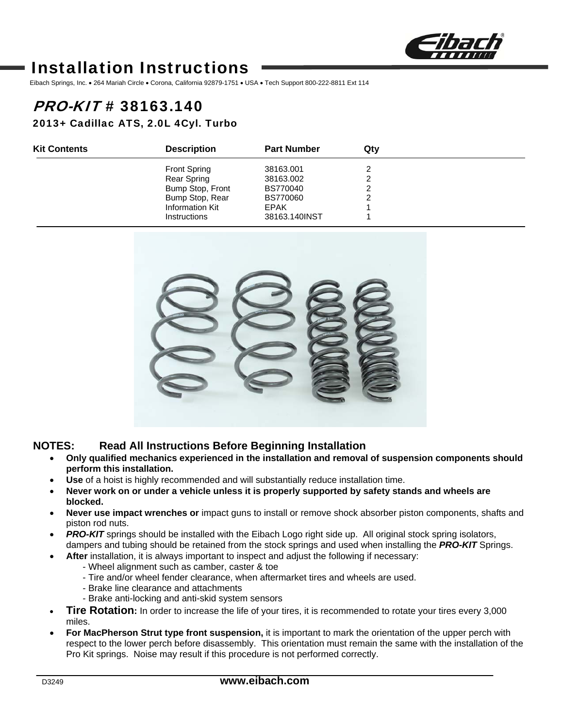# Installation Instructions

Eibach Springs, Inc. • 264 Mariah Circle • Corona, California 92879-1751 • USA • Tech Support 800-222-8811 Ext 114

## *PRO-KIT* # 38163.140

### 2013+ Cadillac ATS, 2.0L 4Cyl. Turbo

| Kit Contents | Description | Part Number | Qty |
|---|---|---|---|
| | Front Spring | 38163.001 | 2 |
| | Rear Spring | 38163.002 | 2 |
| | Bump Stop, Front | BS770040 | 2 |
| | Bump Stop, Rear | BS770060 | 2 |
| | Information Kit | EPAK | 1 |
| | Instructions | 38163.140INST | 1 |

**NOTES: Read All Instructions Before Beginning Installation**

- **Only qualified mechanics experienced in the installation and removal of suspension components should perform this installation.**
- **Use** of a hoist is highly recommended and will substantially reduce installation time.
- **Never work on or under a vehicle unless it is properly supported by safety stands and wheels are blocked.**
- **Never use impact wrenches or** impact guns to install or remove shock absorber piston components, shafts and piston rod nuts.
- ***PRO-KIT*** springs should be installed with the Eibach Logo right side up. All original stock spring isolators, dampers and tubing should be retained from the stock springs and used when installing the ***PRO-KIT*** Springs.
- **After** installation, it is always important to inspect and adjust the following if necessary:
  - Wheel alignment such as camber, caster & toe
  - Tire and/or wheel fender clearance, when aftermarket tires and wheels are used.
  - Brake line clearance and attachments
  - Brake anti-locking and anti-skid system sensors
- **Tire Rotation:** In order to increase the life of your tires, it is recommended to rotate your tires every 3,000 miles.
- **For MacPherson Strut type front suspension,** it is important to mark the orientation of the upper perch with respect to the lower perch before disassembly. This orientation must remain the same with the installation of the Pro Kit springs. Noise may result if this procedure is not performed correctly.

D3249 **www.eibach.com**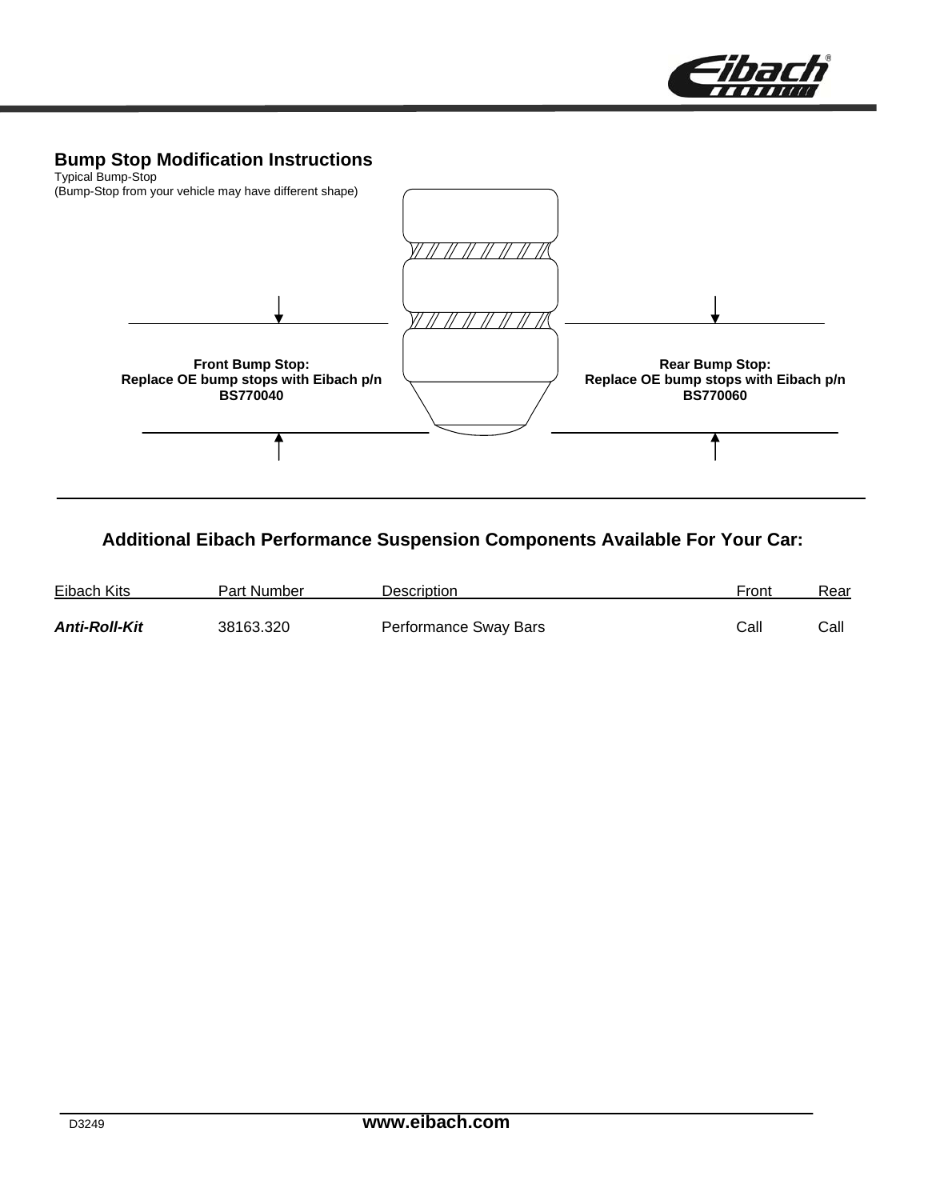## Bump Stop Modification Instructions

Typical Bump-Stop
(Bump-Stop from your vehicle may have different shape)

**Front Bump Stop:**
**Replace OE bump stops with Eibach p/n BS770040**

**Rear Bump Stop:**
**Replace OE bump stops with Eibach p/n BS770060**

## Additional Eibach Performance Suspension Components Available For Your Car:

| Eibach Kits | Part Number | Description | Front | Rear |
|---|---|---|---|---|
| ***Anti-Roll-Kit*** | 38163.320 | Performance Sway Bars | Call | Call |

D3249 **www.eibach.com**